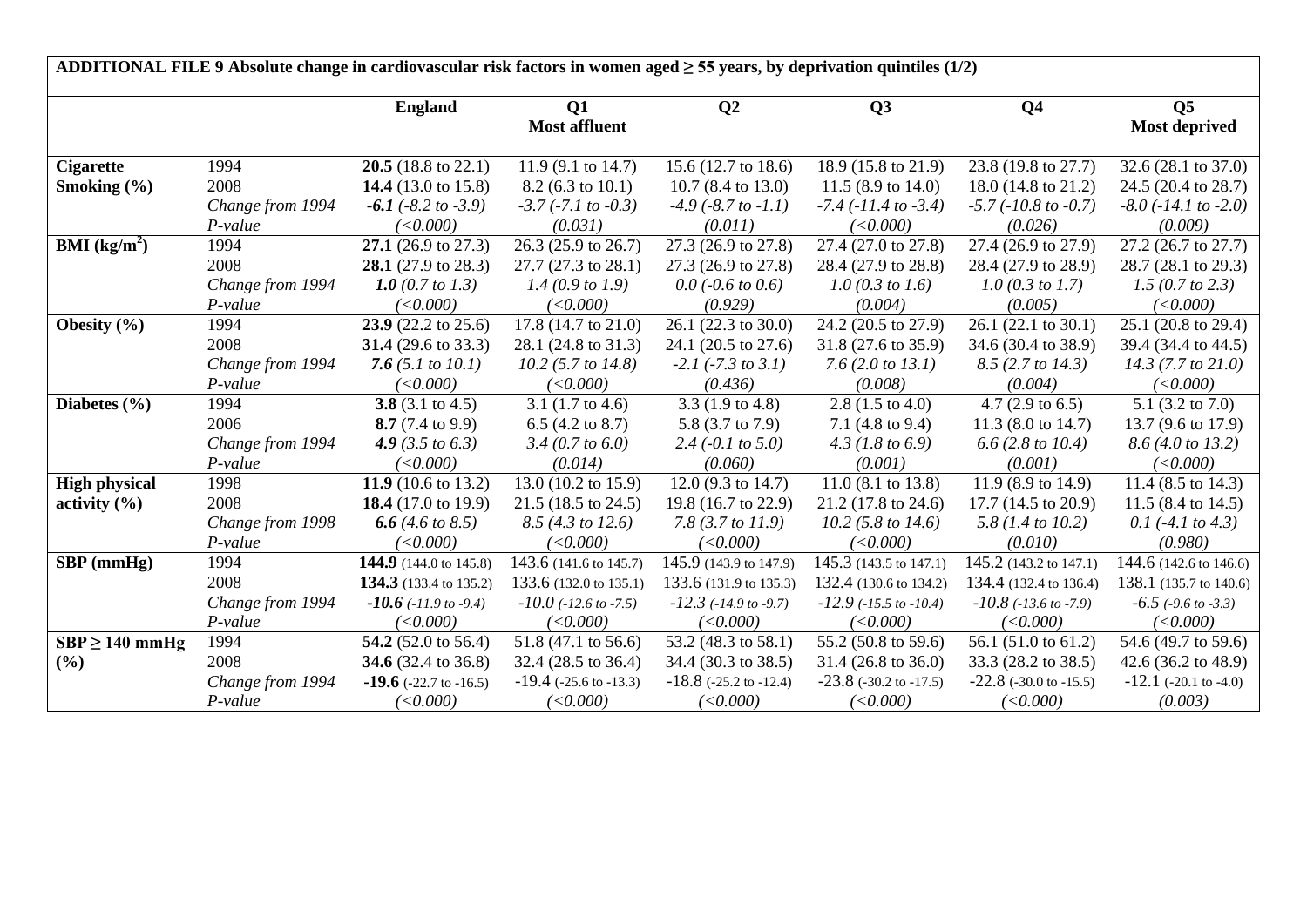**ADDITIONAL FILE 9 Absolute change in cardiovascular risk factors in women aged ≥ 55 years, by deprivation quintiles (1/2)**

| | | England | Q1 Most affluent | Q2 | Q3 | Q4 | Q5 Most deprived |
|---|---|---|---|---|---|---|---|
| **Cigarette Smoking (%)** | 1994 | **20.5** (18.8 to 22.1) | 11.9 (9.1 to 14.7) | 15.6 (12.7 to 18.6) | 18.9 (15.8 to 21.9) | 23.8 (19.8 to 27.7) | 32.6 (28.1 to 37.0) |
| | 2008 | **14.4** (13.0 to 15.8) | 8.2 (6.3 to 10.1) | 10.7 (8.4 to 13.0) | 11.5 (8.9 to 14.0) | 18.0 (14.8 to 21.2) | 24.5 (20.4 to 28.7) |
| | *Change from 1994* | ***-6.1*** *(-8.2 to -3.9)* | *-3.7 (-7.1 to -0.3)* | *-4.9 (-8.7 to -1.1)* | *-7.4 (-11.4 to -3.4)* | *-5.7 (-10.8 to -0.7)* | *-8.0 (-14.1 to -2.0)* |
| | *P-value* | *(<0.000)* | *(0.031)* | *(0.011)* | *(<0.000)* | *(0.026)* | *(0.009)* |
| **BMI ($kg/m^2$)** | 1994 | **27.1** (26.9 to 27.3) | 26.3 (25.9 to 26.7) | 27.3 (26.9 to 27.8) | 27.4 (27.0 to 27.8) | 27.4 (26.9 to 27.9) | 27.2 (26.7 to 27.7) |
| | 2008 | **28.1** (27.9 to 28.3) | 27.7 (27.3 to 28.1) | 27.3 (26.9 to 27.8) | 28.4 (27.9 to 28.8) | 28.4 (27.9 to 28.9) | 28.7 (28.1 to 29.3) |
| | *Change from 1994* | ***1.0*** *(0.7 to 1.3)* | *1.4 (0.9 to 1.9)* | *0.0 (-0.6 to 0.6)* | *1.0 (0.3 to 1.6)* | *1.0 (0.3 to 1.7)* | *1.5 (0.7 to 2.3)* |
| | *P-value* | *(<0.000)* | *(<0.000)* | *(0.929)* | *(0.004)* | *(0.005)* | *(<0.000)* |
| **Obesity (%)** | 1994 | **23.9** (22.2 to 25.6) | 17.8 (14.7 to 21.0) | 26.1 (22.3 to 30.0) | 24.2 (20.5 to 27.9) | 26.1 (22.1 to 30.1) | 25.1 (20.8 to 29.4) |
| | 2008 | **31.4** (29.6 to 33.3) | 28.1 (24.8 to 31.3) | 24.1 (20.5 to 27.6) | 31.8 (27.6 to 35.9) | 34.6 (30.4 to 38.9) | 39.4 (34.4 to 44.5) |
| | *Change from 1994* | ***7.6*** *(5.1 to 10.1)* | *10.2 (5.7 to 14.8)* | *-2.1 (-7.3 to 3.1)* | *7.6 (2.0 to 13.1)* | *8.5 (2.7 to 14.3)* | *14.3 (7.7 to 21.0)* |
| | *P-value* | *(<0.000)* | *(<0.000)* | *(0.436)* | *(0.008)* | *(0.004)* | *(<0.000)* |
| **Diabetes (%)** | 1994 | **3.8** (3.1 to 4.5) | 3.1 (1.7 to 4.6) | 3.3 (1.9 to 4.8) | 2.8 (1.5 to 4.0) | 4.7 (2.9 to 6.5) | 5.1 (3.2 to 7.0) |
| | 2006 | **8.7** (7.4 to 9.9) | 6.5 (4.2 to 8.7) | 5.8 (3.7 to 7.9) | 7.1 (4.8 to 9.4) | 11.3 (8.0 to 14.7) | 13.7 (9.6 to 17.9) |
| | *Change from 1994* | ***4.9*** *(3.5 to 6.3)* | *3.4 (0.7 to 6.0)* | *2.4 (-0.1 to 5.0)* | *4.3 (1.8 to 6.9)* | *6.6 (2.8 to 10.4)* | *8.6 (4.0 to 13.2)* |
| | *P-value* | *(<0.000)* | *(0.014)* | *(0.060)* | *(0.001)* | *(0.001)* | *(<0.000)* |
| **High physical activity (%)** | 1998 | **11.9** (10.6 to 13.2) | 13.0 (10.2 to 15.9) | 12.0 (9.3 to 14.7) | 11.0 (8.1 to 13.8) | 11.9 (8.9 to 14.9) | 11.4 (8.5 to 14.3) |
| | 2008 | **18.4** (17.0 to 19.9) | 21.5 (18.5 to 24.5) | 19.8 (16.7 to 22.9) | 21.2 (17.8 to 24.6) | 17.7 (14.5 to 20.9) | 11.5 (8.4 to 14.5) |
| | *Change from 1998* | ***6.6*** *(4.6 to 8.5)* | *8.5 (4.3 to 12.6)* | *7.8 (3.7 to 11.9)* | *10.2 (5.8 to 14.6)* | *5.8 (1.4 to 10.2)* | *0.1 (-4.1 to 4.3)* |
| | *P-value* | *(<0.000)* | *(<0.000)* | *(<0.000)* | *(<0.000)* | *(0.010)* | *(0.980)* |
| **SBP (mmHg)** | 1994 | **144.9** (144.0 to 145.8) | 143.6 (141.6 to 145.7) | 145.9 (143.9 to 147.9) | 145.3 (143.5 to 147.1) | 145.2 (143.2 to 147.1) | 144.6 (142.6 to 146.6) |
| | 2008 | **134.3** (133.4 to 135.2) | 133.6 (132.0 to 135.1) | 133.6 (131.9 to 135.3) | 132.4 (130.6 to 134.2) | 134.4 (132.4 to 136.4) | 138.1 (135.7 to 140.6) |
| | *Change from 1994* | ***-10.6*** *(-11.9 to -9.4)* | *-10.0 (-12.6 to -7.5)* | *-12.3 (-14.9 to -9.7)* | *-12.9 (-15.5 to -10.4)* | *-10.8 (-13.6 to -7.9)* | *-6.5 (-9.6 to -3.3)* |
| | *P-value* | *(<0.000)* | *(<0.000)* | *(<0.000)* | *(<0.000)* | *(<0.000)* | *(<0.000)* |
| **SBP ≥ 140 mmHg (%)** | 1994 | **54.2** (52.0 to 56.4) | 51.8 (47.1 to 56.6) | 53.2 (48.3 to 58.1) | 55.2 (50.8 to 59.6) | 56.1 (51.0 to 61.2) | 54.6 (49.7 to 59.6) |
| | 2008 | **34.6** (32.4 to 36.8) | 32.4 (28.5 to 36.4) | 34.4 (30.3 to 38.5) | 31.4 (26.8 to 36.0) | 33.3 (28.2 to 38.5) | 42.6 (36.2 to 48.9) |
| | *Change from 1994* | **-19.6** (-22.7 to -16.5) | -19.4 (-25.6 to -13.3) | -18.8 (-25.2 to -12.4) | -23.8 (-30.2 to -17.5) | -22.8 (-30.0 to -15.5) | -12.1 (-20.1 to -4.0) |
| | *P-value* | *(<0.000)* | *(<0.000)* | *(<0.000)* | *(<0.000)* | *(<0.000)* | *(0.003)* |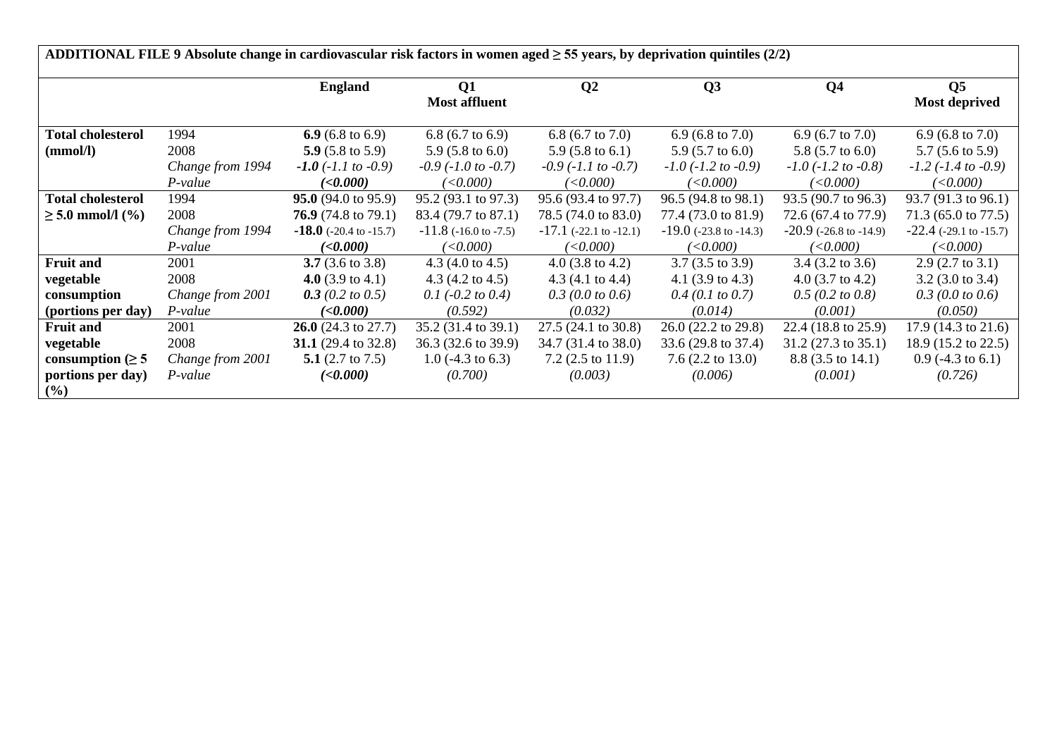**ADDITIONAL FILE 9 Absolute change in cardiovascular risk factors in women aged ≥ 55 years, by deprivation quintiles (2/2)**

| | | England | Q1 Most affluent | Q2 | Q3 | Q4 | Q5 Most deprived |
|---|---|---|---|---|---|---|---|
| **Total cholesterol (mmol/l)** | 1994 | **6.9** (6.8 to 6.9) | 6.8 (6.7 to 6.9) | 6.8 (6.7 to 7.0) | 6.9 (6.8 to 7.0) | 6.9 (6.7 to 7.0) | 6.9 (6.8 to 7.0) |
| | 2008 | **5.9** (5.8 to 5.9) | 5.9 (5.8 to 6.0) | 5.9 (5.8 to 6.1) | 5.9 (5.7 to 6.0) | 5.8 (5.7 to 6.0) | 5.7 (5.6 to 5.9) |
| | *Change from 1994* | ***-1.0*** *(-1.1 to -0.9)* | *-0.9 (-1.0 to -0.7)* | *-0.9 (-1.1 to -0.7)* | *-1.0 (-1.2 to -0.9)* | *-1.0 (-1.2 to -0.8)* | *-1.2 (-1.4 to -0.9)* |
| | *P-value* | ***(<0.000)*** | *(<0.000)* | *(<0.000)* | *(<0.000)* | *(<0.000)* | *(<0.000)* |
| **Total cholesterol ≥ 5.0 mmol/l (%)** | 1994 | **95.0** (94.0 to 95.9) | 95.2 (93.1 to 97.3) | 95.6 (93.4 to 97.7) | 96.5 (94.8 to 98.1) | 93.5 (90.7 to 96.3) | 93.7 (91.3 to 96.1) |
| | 2008 | **76.9** (74.8 to 79.1) | 83.4 (79.7 to 87.1) | 78.5 (74.0 to 83.0) | 77.4 (73.0 to 81.9) | 72.6 (67.4 to 77.9) | 71.3 (65.0 to 77.5) |
| | *Change from 1994* | **-18.0** (-20.4 to -15.7) | -11.8 (-16.0 to -7.5) | -17.1 (-22.1 to -12.1) | -19.0 (-23.8 to -14.3) | -20.9 (-26.8 to -14.9) | -22.4 (-29.1 to -15.7) |
| | *P-value* | ***(<0.000)*** | *(<0.000)* | *(<0.000)* | *(<0.000)* | *(<0.000)* | *(<0.000)* |
| **Fruit and vegetable consumption (portions per day)** | 2001 | **3.7** (3.6 to 3.8) | 4.3 (4.0 to 4.5) | 4.0 (3.8 to 4.2) | 3.7 (3.5 to 3.9) | 3.4 (3.2 to 3.6) | 2.9 (2.7 to 3.1) |
| | 2008 | **4.0** (3.9 to 4.1) | 4.3 (4.2 to 4.5) | 4.3 (4.1 to 4.4) | 4.1 (3.9 to 4.3) | 4.0 (3.7 to 4.2) | 3.2 (3.0 to 3.4) |
| | *Change from 2001* | ***0.3*** *(0.2 to 0.5)* | *0.1 (-0.2 to 0.4)* | *0.3 (0.0 to 0.6)* | *0.4 (0.1 to 0.7)* | *0.5 (0.2 to 0.8)* | *0.3 (0.0 to 0.6)* |
| | *P-value* | ***(<0.000)*** | *(0.592)* | *(0.032)* | *(0.014)* | *(0.001)* | *(0.050)* |
| **Fruit and vegetable consumption (≥ 5 portions per day) (%)** | 2001 | **26.0** (24.3 to 27.7) | 35.2 (31.4 to 39.1) | 27.5 (24.1 to 30.8) | 26.0 (22.2 to 29.8) | 22.4 (18.8 to 25.9) | 17.9 (14.3 to 21.6) |
| | 2008 | **31.1** (29.4 to 32.8) | 36.3 (32.6 to 39.9) | 34.7 (31.4 to 38.0) | 33.6 (29.8 to 37.4) | 31.2 (27.3 to 35.1) | 18.9 (15.2 to 22.5) |
| | *Change from 2001* | **5.1** (2.7 to 7.5) | 1.0 (-4.3 to 6.3) | 7.2 (2.5 to 11.9) | 7.6 (2.2 to 13.0) | 8.8 (3.5 to 14.1) | 0.9 (-4.3 to 6.1) |
| | *P-value* | ***(<0.000)*** | *(0.700)* | *(0.003)* | *(0.006)* | *(0.001)* | *(0.726)* |